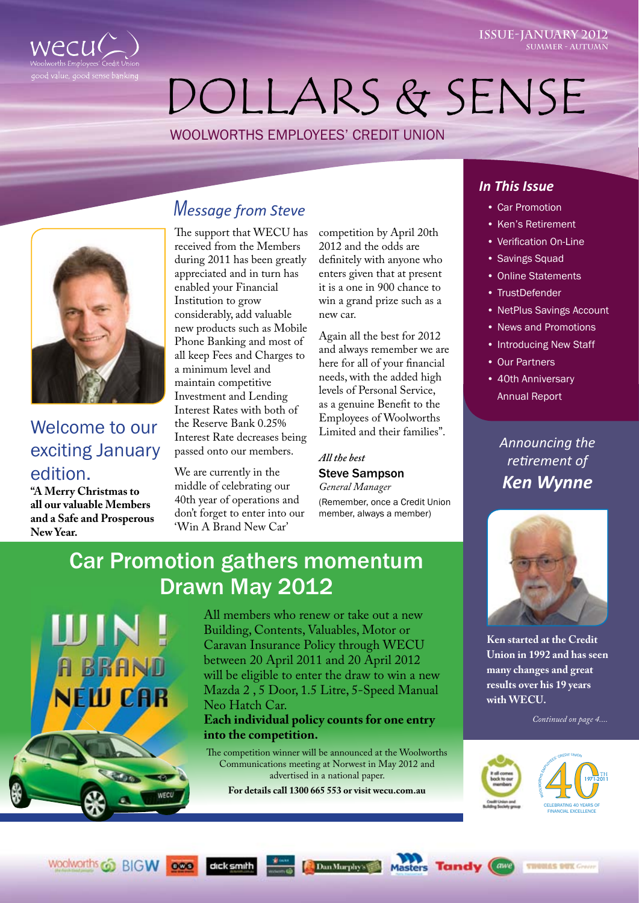wecu

Woolworths Employees' Credit Union

good value, good sense banking

ISSUE-JANUARY 2012
SUMMER - AUTUMN

# DOLLARS & SENSE

WOOLWORTHS EMPLOYEES' CREDIT UNION

## Welcome to our exciting January edition.

**"A Merry Christmas to all our valuable Members and a Safe and Prosperous New Year.**

## *Message from Steve*

The support that WECU has received from the Members during 2011 has been greatly appreciated and in turn has enabled your Financial Institution to grow considerably, add valuable new products such as Mobile Phone Banking and most of all keep Fees and Charges to a minimum level and maintain competitive Investment and Lending Interest Rates with both of the Reserve Bank 0.25% Interest Rate decreases being passed onto our members.

We are currently in the middle of celebrating our 40th year of operations and don't forget to enter into our 'Win A Brand New Car' competition by April 20th 2012 and the odds are definitely with anyone who enters given that at present it is a one in 900 chance to win a grand prize such as a new car.

Again all the best for 2012 and always remember we are here for all of your financial needs, with the added high levels of Personal Service, as a genuine Benefit to the Employees of Woolworths Limited and their families".

*All the best*

**Steve Sampson**
*General Manager*

(Remember, once a Credit Union member, always a member)

## In This Issue

- Car Promotion
- Ken's Retirement
- Verification On-Line
- Savings Squad
- Online Statements
- TrustDefender
- NetPlus Savings Account
- News and Promotions
- Introducing New Staff
- Our Partners
- 40th Anniversary Annual Report

## *Announcing the retirement of* ***Ken Wynne***

**Ken started at the Credit Union in 1992 and has seen many changes and great results over his 19 years with WECU.**

*Continued on page 4....*

## Car Promotion gathers momentum Drawn May 2012

WIN! A BRAND NEW CAR

All members who renew or take out a new Building, Contents, Valuables, Motor or Caravan Insurance Policy through WECU between 20 April 2011 and 20 April 2012 will be eligible to enter the draw to win a new Mazda 2 , 5 Door, 1.5 Litre, 5-Speed Manual Neo Hatch Car.

**Each individual policy counts for one entry into the competition.**

The competition winner will be announced at the Woolworths Communications meeting at Norwest in May 2012 and advertised in a national paper.

**For details call 1300 665 553 or visit wecu.com.au**

It all comes back to our members — Credit Union and Building Society group

CELEBRATING 40 YEARS OF FINANCIAL EXCELLENCE 1971-2011

Woolworths BIGW BWS dick smith Dan Murphy's Masters Tandy awe Thomas Dux Grocer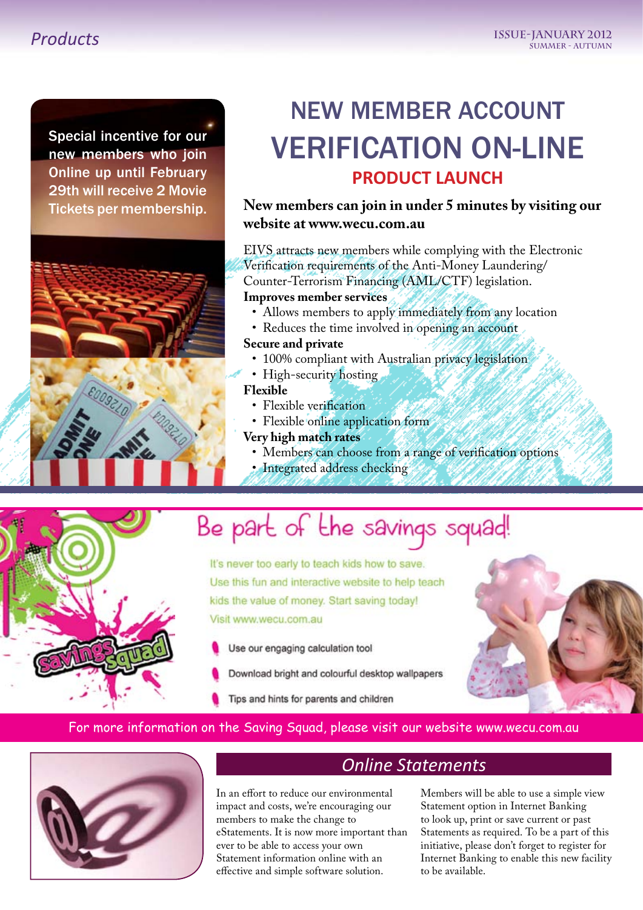Special incentive for our new members who join Online up until February 29th will receive 2 Movie Tickets per membership.

# NEW MEMBER ACCOUNT VERIFICATION ON-LINE

## PRODUCT LAUNCH

**New members can join in under 5 minutes by visiting our website at www.wecu.com.au**

EIVS attracts new members while complying with the Electronic Verification requirements of the Anti-Money Laundering/Counter-Terrorism Financing (AML/CTF) legislation.

**Improves member services**

- Allows members to apply immediately from any location
- Reduces the time involved in opening an account

**Secure and private**

- 100% compliant with Australian privacy legislation
- High-security hosting

**Flexible**

- Flexible verification
- Flexible online application form

**Very high match rates**

- Members can choose from a range of verification options
- Integrated address checking

# Be part of the savings squad!

It's never too early to teach kids how to save. Use this fun and interactive website to help teach kids the value of money. Start saving today! Visit www.wecu.com.au

- Use our engaging calculation tool
- Download bright and colourful desktop wallpapers
- Tips and hints for parents and children

For more information on the Saving Squad, please visit our website www.wecu.com.au

## *Online Statements*

In an effort to reduce our environmental impact and costs, we're encouraging our members to make the change to eStatements. It is now more important than ever to be able to access your own Statement information online with an effective and simple software solution.

Members will be able to use a simple view Statement option in Internet Banking to look up, print or save current or past Statements as required. To be a part of this initiative, please don't forget to register for Internet Banking to enable this new facility to be available.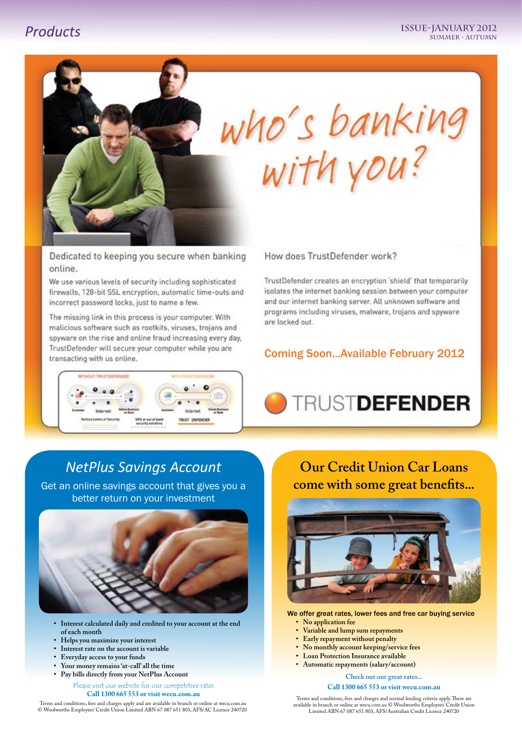# who's banking with you?

Dedicated to keeping you secure when banking online.

We use various levels of security including sophisticated firewalls, 128-bit SSL encryption, automatic time-outs and incorrect password locks, just to name a few.

The missing link in this process is your computer. With malicious software such as rootkits, viruses, trojans and spyware on the rise and online fraud increasing every day, TrustDefender will secure your computer while you are transacting with us online.

How does TrustDefender work?

TrustDefender creates an encryption 'shield' that temporarily isolates the internet banking session between your computer and our internet banking server. All unknown software and programs including viruses, malware, trojans and spyware are locked out.

**Coming Soon...Available February 2012**

TRUSTDEFENDER

## NetPlus Savings Account

Get an online savings account that gives you a better return on your investment

- Interest calculated daily and credited to your account at the end of each month
- Helps you maximize your interest
- Interest rate on the account is variable
- Everyday access to your funds
- Your money remains 'at-call' all the time
- Pay bills directly from your NetPlus Account

Please visit our website for our competitive rates

**Call 1300 665 553 or visit wecu.com.au**

Terms and conditions, fees and charges apply and are available in branch or online at wecu.com.au
© Woolworths Employees' Credit Union Limited ABN 67 087 651 803, AFS/AC Licence 240720

## Our Credit Union Car Loans come with some great benefits...

We offer great rates, lower fees and free car buying service

- No application fee
- Variable and lump sum repayments
- Early repayment without penalty
- No monthly account keeping/service fees
- Loan Protection Insurance available
- Automatic repayments (salary/account)

Check out our great rates...

**Call 1300 665 553 or visit wecu.com.au**

Terms and conditions, fees and charges and normal lending criteria apply. These are available in branch or online at wecu.com.au © Woolworths Employees' Credit Union Limited ABN 67 087 651 803, AFS/Australian Credit Licence 240720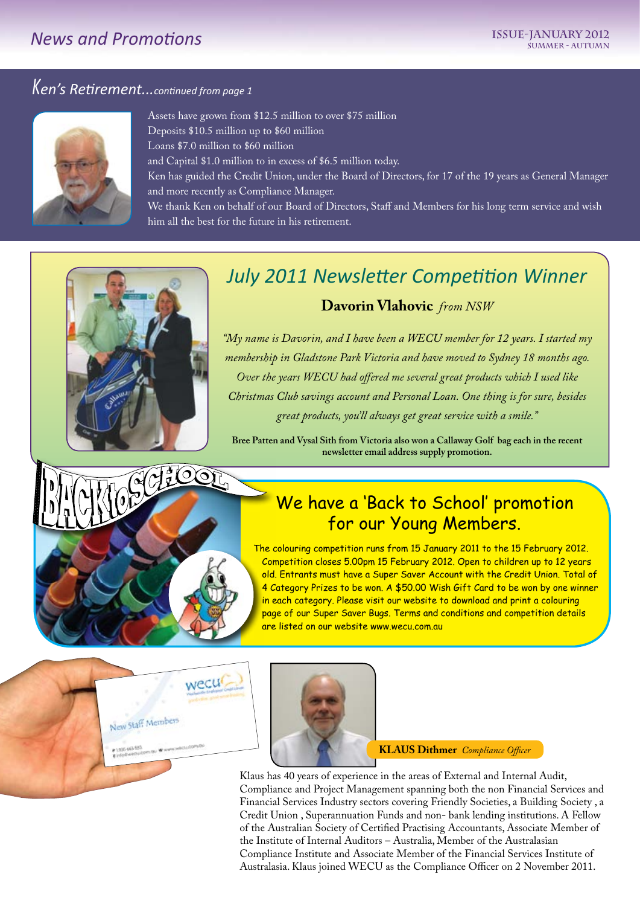## Ken's Retirement...*continued from page 1*

Assets have grown from $12.5 million to over $75 million
Deposits $10.5 million up to $60 million
Loans $7.0 million to $60 million
and Capital $1.0 million to in excess of $6.5 million today.
Ken has guided the Credit Union, under the Board of Directors, for 17 of the 19 years as General Manager and more recently as Compliance Manager.
We thank Ken on behalf of our Board of Directors, Staff and Members for his long term service and wish him all the best for the future in his retirement.

## July 2011 Newsletter Competition Winner

**Davorin Vlahovic** *from NSW*

*"My name is Davorin, and I have been a WECU member for 12 years. I started my membership in Gladstone Park Victoria and have moved to Sydney 18 months ago. Over the years WECU had offered me several great products which I used like Christmas Club savings account and Personal Loan. One thing is for sure, besides great products, you'll always get great service with a smile."*

**Bree Patten and Vysal Sith from Victoria also won a Callaway Golf bag each in the recent newsletter email address supply promotion.**

## BACK to SCHOOL

## We have a 'Back to School' promotion for our Young Members.

The colouring competition runs from 15 January 2011 to the 15 February 2012. Competition closes 5.00pm 15 February 2012. Open to children up to 12 years old. Entrants must have a Super Saver Account with the Credit Union. Total of 4 Category Prizes to be won. A $50.00 Wish Gift Card to be won by one winner in each category. Please visit our website to download and print a colouring page of our Super Saver Bugs. Terms and conditions and competition details are listed on our website www.wecu.com.au

## New Staff Members

**KLAUS Dithmer** *Compliance Officer*

Klaus has 40 years of experience in the areas of External and Internal Audit, Compliance and Project Management spanning both the non Financial Services and Financial Services Industry sectors covering Friendly Societies, a Building Society , a Credit Union , Superannuation Funds and non- bank lending institutions. A Fellow of the Australian Society of Certified Practising Accountants, Associate Member of the Institute of Internal Auditors – Australia, Member of the Australasian Compliance Institute and Associate Member of the Financial Services Institute of Australasia. Klaus joined WECU as the Compliance Officer on 2 November 2011.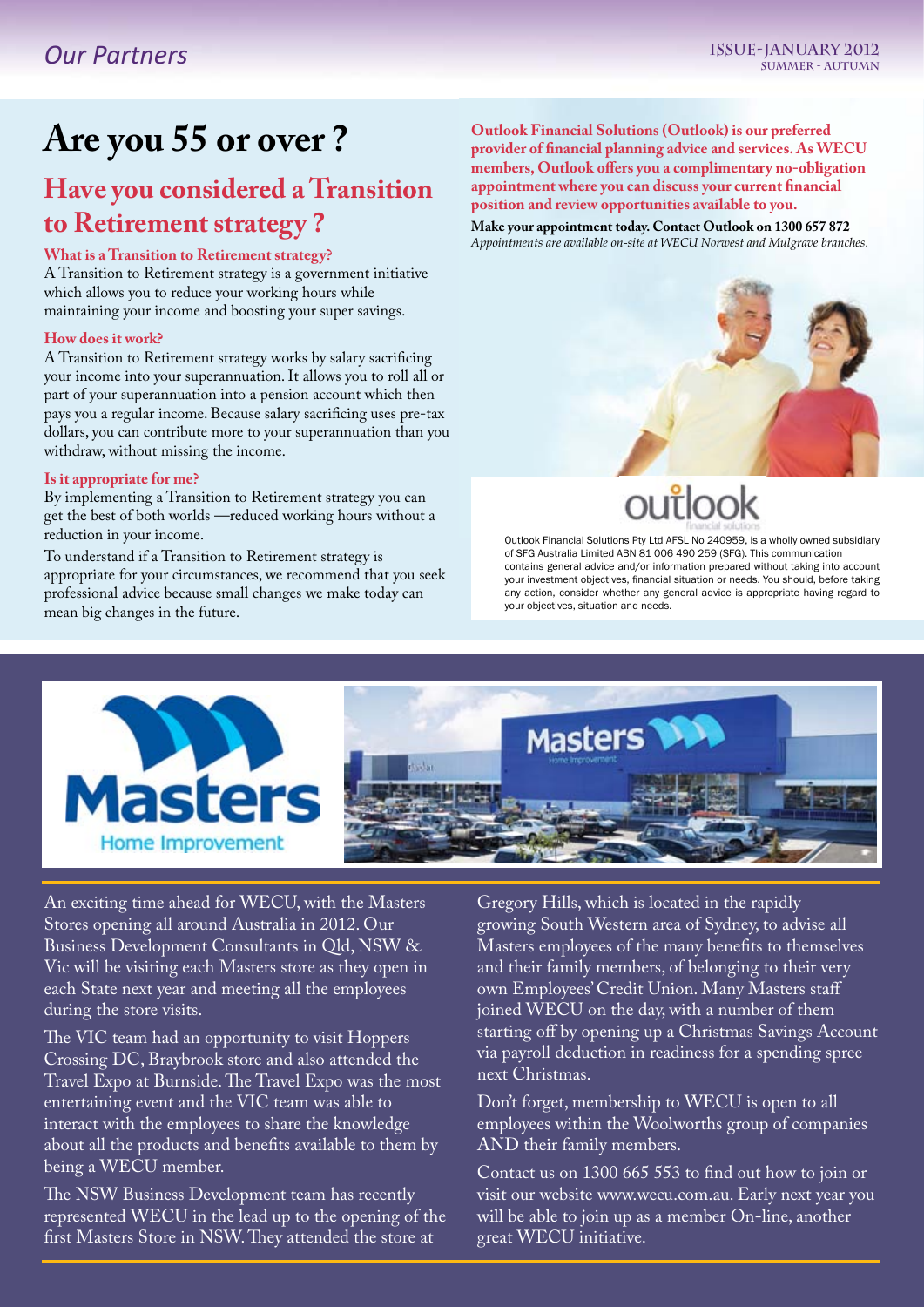# Are you 55 or over ?

## Have you considered a Transition to Retirement strategy ?

**What is a Transition to Retirement strategy?**

A Transition to Retirement strategy is a government initiative which allows you to reduce your working hours while maintaining your income and boosting your super savings.

**How does it work?**

A Transition to Retirement strategy works by salary sacrificing your income into your superannuation. It allows you to roll all or part of your superannuation into a pension account which then pays you a regular income. Because salary sacrificing uses pre-tax dollars, you can contribute more to your superannuation than you withdraw, without missing the income.

**Is it appropriate for me?**

By implementing a Transition to Retirement strategy you can get the best of both worlds —reduced working hours without a reduction in your income.

To understand if a Transition to Retirement strategy is appropriate for your circumstances, we recommend that you seek professional advice because small changes we make today can mean big changes in the future.

**Outlook Financial Solutions (Outlook) is our preferred provider of financial planning advice and services. As WECU members, Outlook offers you a complimentary no-obligation appointment where you can discuss your current financial position and review opportunities available to you.**

**Make your appointment today. Contact Outlook on 1300 657 872**

*Appointments are available on-site at WECU Norwest and Mulgrave branches.*

Outlook Financial Solutions Pty Ltd AFSL No 240959, is a wholly owned subsidiary of SFG Australia Limited ABN 81 006 490 259 (SFG). This communication contains general advice and/or information prepared without taking into account your investment objectives, financial situation or needs. You should, before taking any action, consider whether any general advice is appropriate having regard to your objectives, situation and needs.

An exciting time ahead for WECU, with the Masters Stores opening all around Australia in 2012. Our Business Development Consultants in Qld, NSW & Vic will be visiting each Masters store as they open in each State next year and meeting all the employees during the store visits.

The VIC team had an opportunity to visit Hoppers Crossing DC, Braybrook store and also attended the Travel Expo at Burnside. The Travel Expo was the most entertaining event and the VIC team was able to interact with the employees to share the knowledge about all the products and benefits available to them by being a WECU member.

The NSW Business Development team has recently represented WECU in the lead up to the opening of the first Masters Store in NSW. They attended the store at Gregory Hills, which is located in the rapidly growing South Western area of Sydney, to advise all Masters employees of the many benefits to themselves and their family members, of belonging to their very own Employees' Credit Union. Many Masters staff joined WECU on the day, with a number of them starting off by opening up a Christmas Savings Account via payroll deduction in readiness for a spending spree next Christmas.

Don't forget, membership to WECU is open to all employees within the Woolworths group of companies AND their family members.

Contact us on 1300 665 553 to find out how to join or visit our website www.wecu.com.au. Early next year you will be able to join up as a member On-line, another great WECU initiative.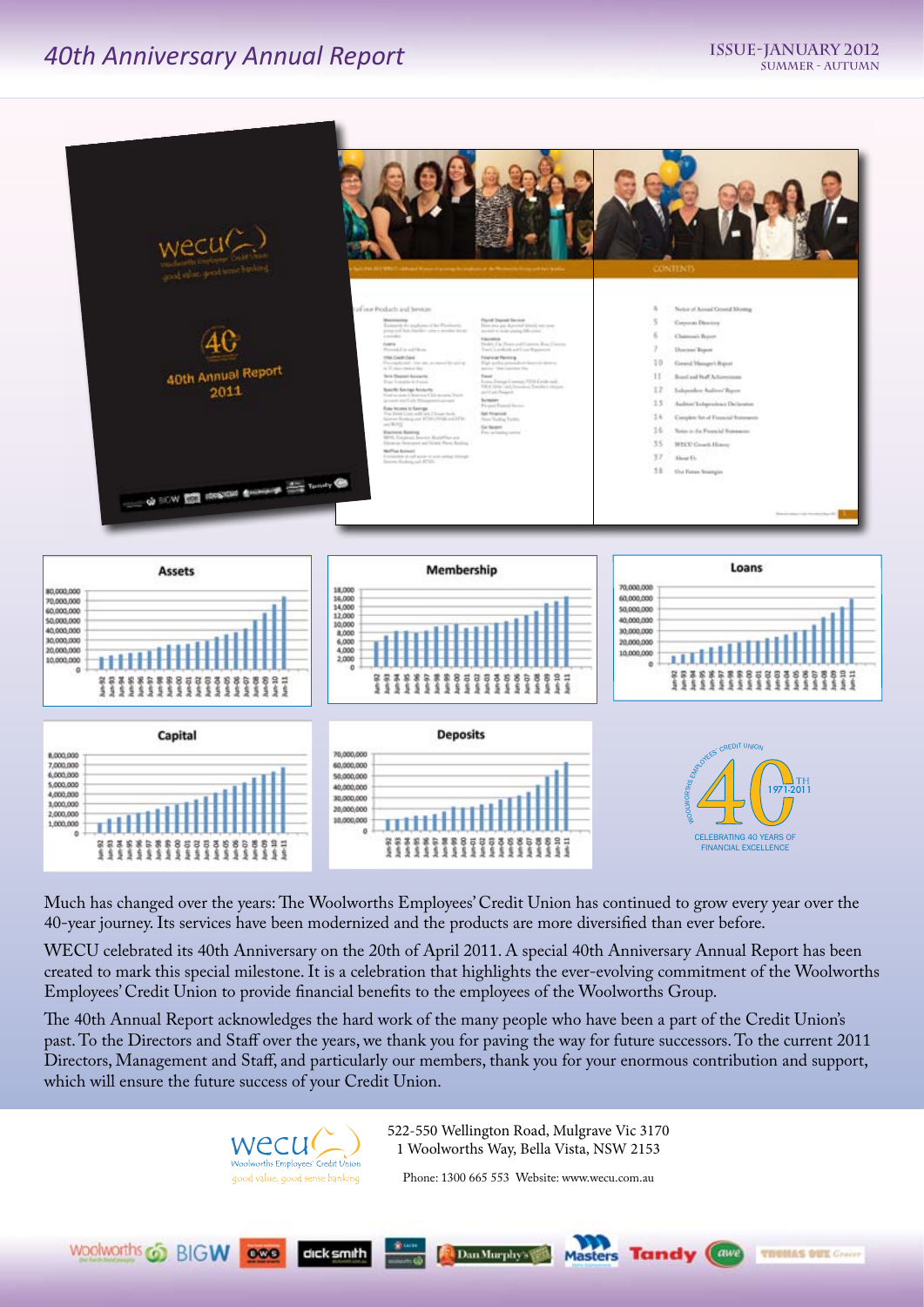# 40th Anniversary Annual Report

ISSUE-JANUARY 2012
SUMMER - AUTUMN

Assets

80,000,000
70,000,000
60,000,000
50,000,000
40,000,000
30,000,000
20,000,000
10,000,000
0

Jun-92 Jun-93 Jun-94 Jun-95 Jun-96 Jun-97 Jun-98 Jun-99 Jun-00 Jun-01 Jun-02 Jun-03 Jun-04 Jun-05 Jun-06 Jun-07 Jun-08 Jun-09 Jun-10 Jun-11

Membership

18,000
16,000
14,000
12,000
10,000
8,000
6,000
4,000
2,000
0

Jun-92 Jun-93 Jun-94 Jun-95 Jun-96 Jun-97 Jun-98 Jun-99 Jun-00 Jun-01 Jun-02 Jun-03 Jun-04 Jun-05 Jun-06 Jun-07 Jun-08 Jun-09 Jun-10 Jun-11

Loans

70,000,000
60,000,000
50,000,000
40,000,000
30,000,000
20,000,000
10,000,000
0

Jun-92 Jun-93 Jun-94 Jun-95 Jun-96 Jun-97 Jun-98 Jun-99 Jun-00 Jun-01 Jun-02 Jun-03 Jun-04 Jun-05 Jun-06 Jun-07 Jun-08 Jun-09 Jun-10 Jun-11

Capital

8,000,000
7,000,000
6,000,000
5,000,000
4,000,000
3,000,000
2,000,000
1,000,000
0

Jun-92 Jun-93 Jun-94 Jun-95 Jun-96 Jun-97 Jun-98 Jun-99 Jun-00 Jun-01 Jun-02 Jun-03 Jun-04 Jun-05 Jun-06 Jun-07 Jun-08 Jun-09 Jun-10 Jun-11

Deposits

70,000,000
60,000,000
50,000,000
40,000,000
30,000,000
20,000,000
10,000,000
0

Jun-92 Jun-93 Jun-94 Jun-95 Jun-96 Jun-97 Jun-98 Jun-99 Jun-00 Jun-01 Jun-02 Jun-03 Jun-04 Jun-05 Jun-06 Jun-07 Jun-08 Jun-09 Jun-10 Jun-11

WOOLWORTHS EMPLOYEES' CREDIT UNION 40TH 1971-2011
CELEBRATING 40 YEARS OF FINANCIAL EXCELLENCE

Much has changed over the years: The Woolworths Employees' Credit Union has continued to grow every year over the 40-year journey. Its services have been modernized and the products are more diversified than ever before.

WECU celebrated its 40th Anniversary on the 20th of April 2011. A special 40th Anniversary Annual Report has been created to mark this special milestone. It is a celebration that highlights the ever-evolving commitment of the Woolworths Employees' Credit Union to provide financial benefits to the employees of the Woolworths Group.

The 40th Annual Report acknowledges the hard work of the many people who have been a part of the Credit Union's past. To the Directors and Staff over the years, we thank you for paving the way for future successors. To the current 2011 Directors, Management and Staff, and particularly our members, thank you for your enormous contribution and support, which will ensure the future success of your Credit Union.

wecu
Woolworths Employees' Credit Union
good value, good sense banking

522-550 Wellington Road, Mulgrave Vic 3170
1 Woolworths Way, Bella Vista, NSW 2153

Phone: 1300 665 553 Website: www.wecu.com.au